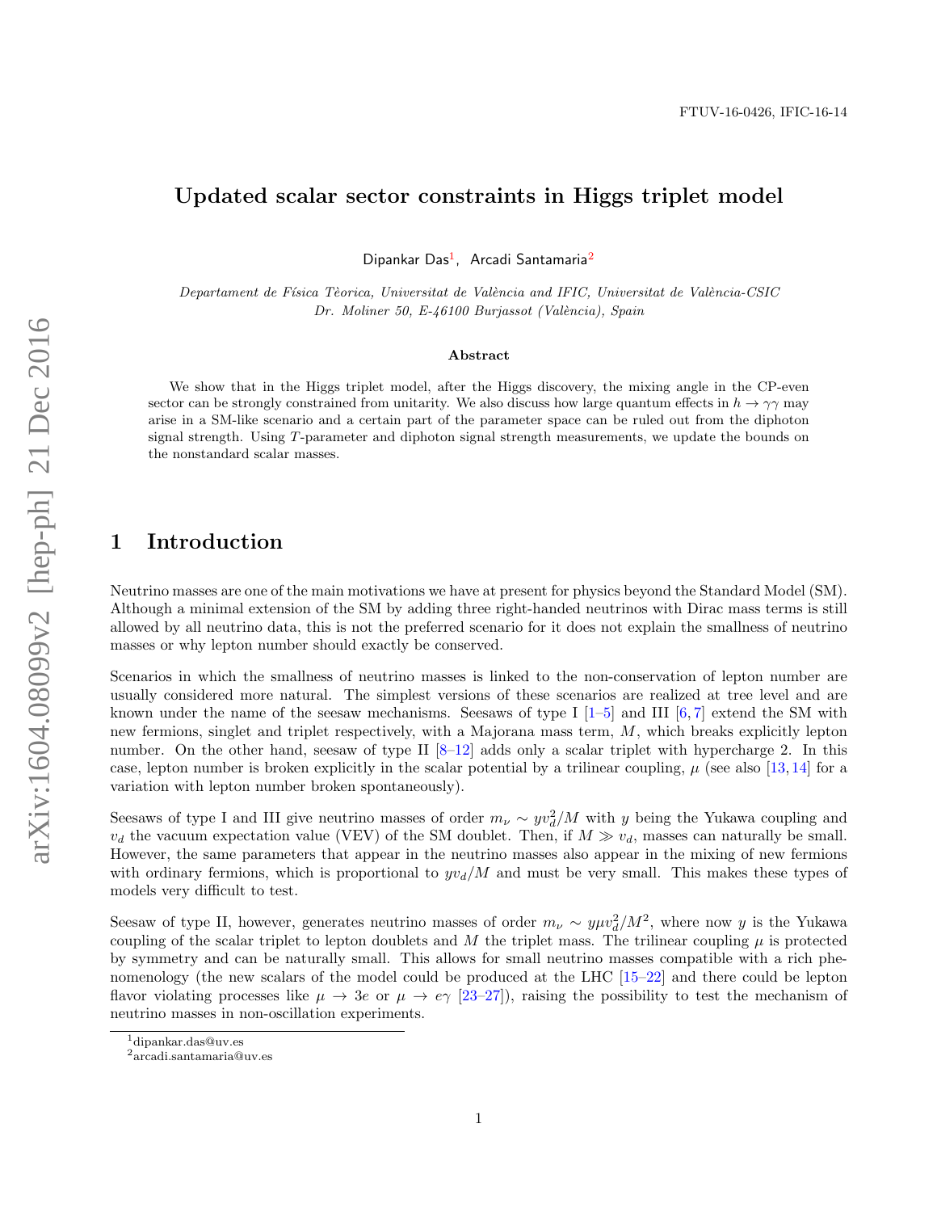FTUV-16-0426, IFIC-16-14

# Updated scalar sector constraints in Higgs triplet model

Dipankar Das[1], Arcadi Santamaria[2]

*Departament de Física Tèorica, Universitat de València and IFIC, Universitat de València-CSIC*
*Dr. Moliner 50, E-46100 Burjassot (València), Spain*

### Abstract

We show that in the Higgs triplet model, after the Higgs discovery, the mixing angle in the CP-even sector can be strongly constrained from unitarity. We also discuss how large quantum effects in $h \to \gamma\gamma$ may arise in a SM-like scenario and a certain part of the parameter space can be ruled out from the diphoton signal strength. Using $T$-parameter and diphoton signal strength measurements, we update the bounds on the nonstandard scalar masses.

## 1 Introduction

Neutrino masses are one of the main motivations we have at present for physics beyond the Standard Model (SM). Although a minimal extension of the SM by adding three right-handed neutrinos with Dirac mass terms is still allowed by all neutrino data, this is not the preferred scenario for it does not explain the smallness of neutrino masses or why lepton number should exactly be conserved.

Scenarios in which the smallness of neutrino masses is linked to the non-conservation of lepton number are usually considered more natural. The simplest versions of these scenarios are realized at tree level and are known under the name of the seesaw mechanisms. Seesaws of type I [1–5] and III [6, 7] extend the SM with new fermions, singlet and triplet respectively, with a Majorana mass term, $M$, which breaks explicitly lepton number. On the other hand, seesaw of type II [8–12] adds only a scalar triplet with hypercharge 2. In this case, lepton number is broken explicitly in the scalar potential by a trilinear coupling, $\mu$ (see also [13, 14] for a variation with lepton number broken spontaneously).

Seesaws of type I and III give neutrino masses of order $m_\nu \sim y v_d^2/M$ with $y$ being the Yukawa coupling and $v_d$ the vacuum expectation value (VEV) of the SM doublet. Then, if $M \gg v_d$, masses can naturally be small. However, the same parameters that appear in the neutrino masses also appear in the mixing of new fermions with ordinary fermions, which is proportional to $y v_d/M$ and must be very small. This makes these types of models very difficult to test.

Seesaw of type II, however, generates neutrino masses of order $m_\nu \sim y \mu v_d^2/M^2$, where now $y$ is the Yukawa coupling of the scalar triplet to lepton doublets and $M$ the triplet mass. The trilinear coupling $\mu$ is protected by symmetry and can be naturally small. This allows for small neutrino masses compatible with a rich phenomenology (the new scalars of the model could be produced at the LHC [15–22] and there could be lepton flavor violating processes like $\mu \to 3e$ or $\mu \to e\gamma$ [23–27]), raising the possibility to test the mechanism of neutrino masses in non-oscillation experiments.

[1] dipankar.das@uv.es
[2] arcadi.santamaria@uv.es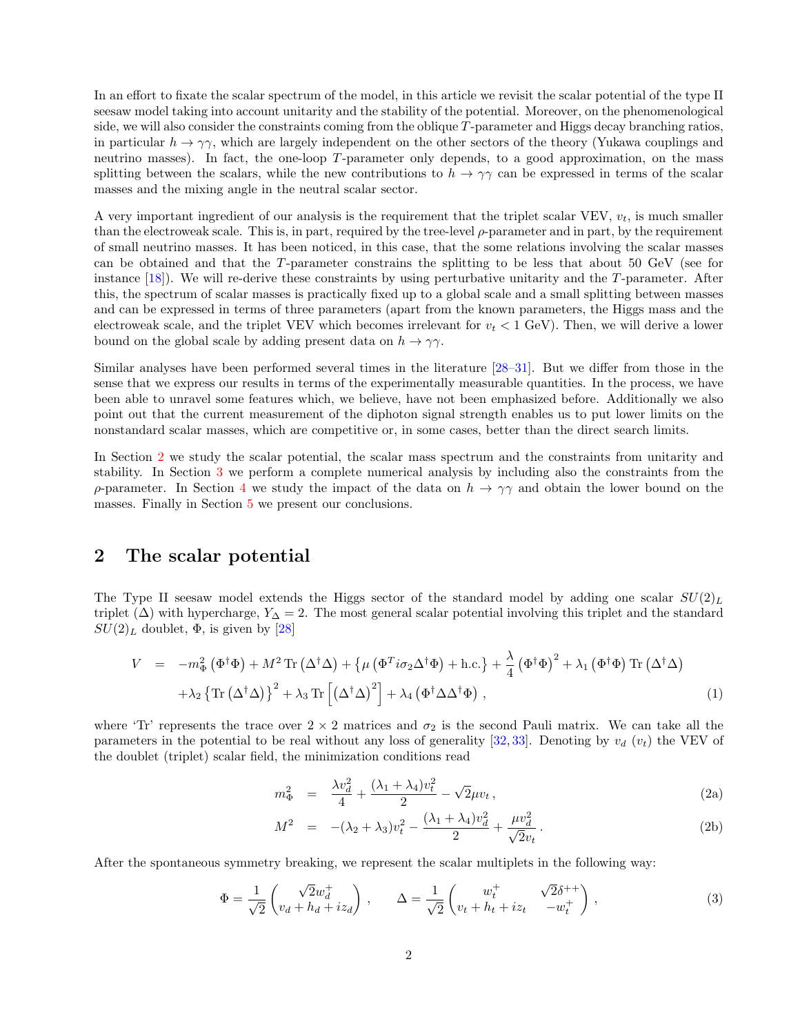In an effort to fixate the scalar spectrum of the model, in this article we revisit the scalar potential of the type II seesaw model taking into account unitarity and the stability of the potential. Moreover, on the phenomenological side, we will also consider the constraints coming from the oblique $T$-parameter and Higgs decay branching ratios, in particular $h \to \gamma\gamma$, which are largely independent on the other sectors of the theory (Yukawa couplings and neutrino masses). In fact, the one-loop $T$-parameter only depends, to a good approximation, on the mass splitting between the scalars, while the new contributions to $h \to \gamma\gamma$ can be expressed in terms of the scalar masses and the mixing angle in the neutral scalar sector.

A very important ingredient of our analysis is the requirement that the triplet scalar VEV, $v_t$, is much smaller than the electroweak scale. This is, in part, required by the tree-level $\rho$-parameter and in part, by the requirement of small neutrino masses. It has been noticed, in this case, that the some relations involving the scalar masses can be obtained and that the $T$-parameter constrains the splitting to be less that about 50 GeV (see for instance [18]). We will re-derive these constraints by using perturbative unitarity and the $T$-parameter. After this, the spectrum of scalar masses is practically fixed up to a global scale and a small splitting between masses and can be expressed in terms of three parameters (apart from the known parameters, the Higgs mass and the electroweak scale, and the triplet VEV which becomes irrelevant for $v_t < 1$ GeV). Then, we will derive a lower bound on the global scale by adding present data on $h \to \gamma\gamma$.

Similar analyses have been performed several times in the literature [28–31]. But we differ from those in the sense that we express our results in terms of the experimentally measurable quantities. In the process, we have been able to unravel some features which, we believe, have not been emphasized before. Additionally we also point out that the current measurement of the diphoton signal strength enables us to put lower limits on the nonstandard scalar masses, which are competitive or, in some cases, better than the direct search limits.

In Section 2 we study the scalar potential, the scalar mass spectrum and the constraints from unitarity and stability. In Section 3 we perform a complete numerical analysis by including also the constraints from the $\rho$-parameter. In Section 4 we study the impact of the data on $h \to \gamma\gamma$ and obtain the lower bound on the masses. Finally in Section 5 we present our conclusions.

## 2 The scalar potential

The Type II seesaw model extends the Higgs sector of the standard model by adding one scalar $SU(2)_L$ triplet ($\Delta$) with hypercharge, $Y_\Delta = 2$. The most general scalar potential involving this triplet and the standard $SU(2)_L$ doublet, $\Phi$, is given by [28]

$$
\begin{aligned}
V \;=\;& -m_\Phi^2\left(\Phi^\dagger\Phi\right) + M^2\,\mathrm{Tr}\left(\Delta^\dagger\Delta\right) + \left\{\mu\left(\Phi^T i\sigma_2\Delta^\dagger\Phi\right) + \text{h.c.}\right\} + \frac{\lambda}{4}\left(\Phi^\dagger\Phi\right)^2 + \lambda_1\left(\Phi^\dagger\Phi\right)\mathrm{Tr}\left(\Delta^\dagger\Delta\right) \\
& + \lambda_2\left\{\mathrm{Tr}\left(\Delta^\dagger\Delta\right)\right\}^2 + \lambda_3\,\mathrm{Tr}\left[\left(\Delta^\dagger\Delta\right)^2\right] + \lambda_4\left(\Phi^\dagger\Delta\Delta^\dagger\Phi\right) , \qquad (1)
\end{aligned}
$$

where 'Tr' represents the trace over $2 \times 2$ matrices and $\sigma_2$ is the second Pauli matrix. We can take all the parameters in the potential to be real without any loss of generality [32, 33]. Denoting by $v_d$ ($v_t$) the VEV of the doublet (triplet) scalar field, the minimization conditions read

$$
m_\Phi^2 = \frac{\lambda v_d^2}{4} + \frac{(\lambda_1+\lambda_4)v_t^2}{2} - \sqrt{2}\mu v_t\,, \qquad (2a)
$$

$$
M^2 = -(\lambda_2+\lambda_3)v_t^2 - \frac{(\lambda_1+\lambda_4)v_d^2}{2} + \frac{\mu v_d^2}{\sqrt{2}v_t}\,. \qquad (2b)
$$

After the spontaneous symmetry breaking, we represent the scalar multiplets in the following way:

$$
\Phi = \frac{1}{\sqrt{2}}\begin{pmatrix} \sqrt{2}w_d^+ \\ v_d + h_d + iz_d \end{pmatrix} , \qquad \Delta = \frac{1}{\sqrt{2}}\begin{pmatrix} w_t^+ & \sqrt{2}\delta^{++} \\ v_t + h_t + iz_t & -w_t^+ \end{pmatrix} , \qquad (3)
$$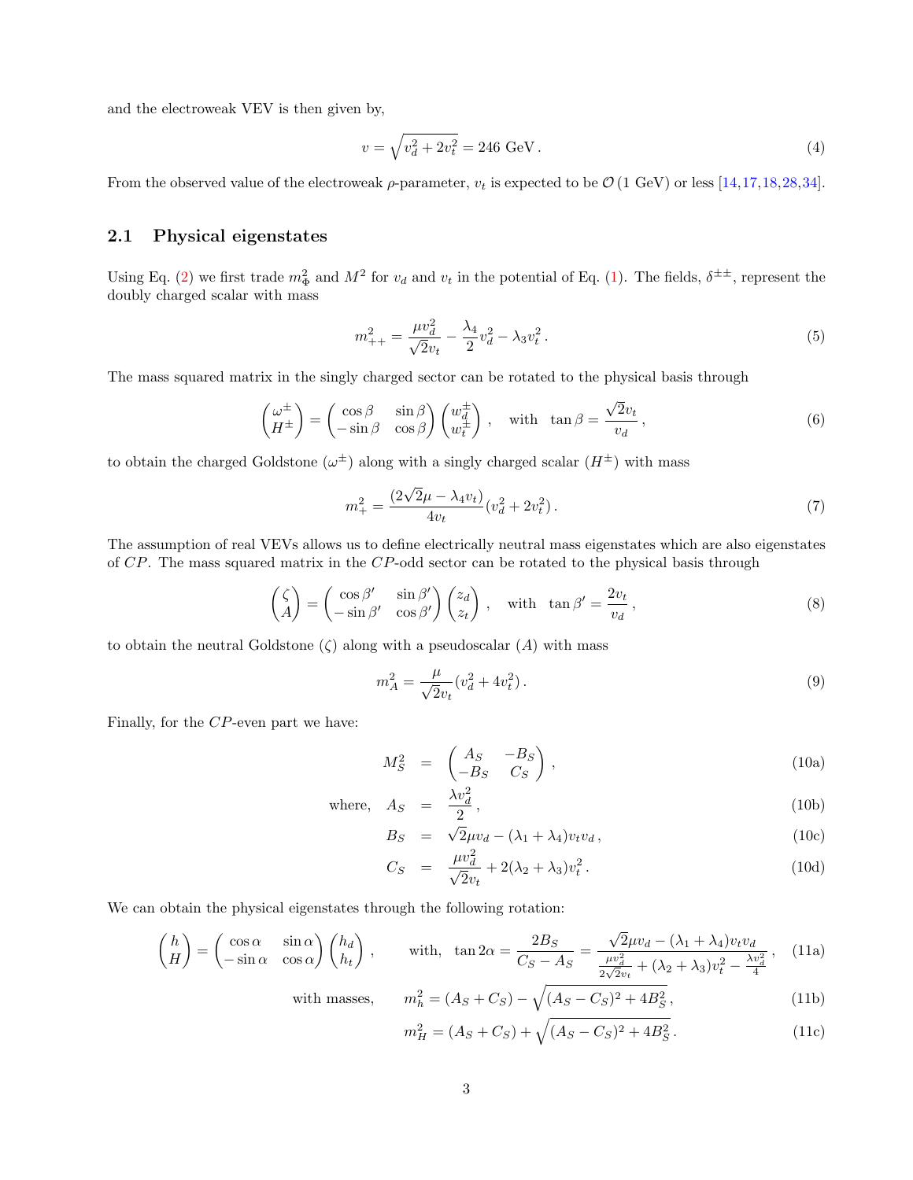and the electroweak VEV is then given by,

$$v = \sqrt{v_d^2 + 2v_t^2} = 246 \text{ GeV}\,. \tag{4}$$

From the observed value of the electroweak $\rho$-parameter, $v_t$ is expected to be $\mathcal{O}\,(1 \text{ GeV})$ or less [14,17,18,28,34].

## 2.1 Physical eigenstates

Using Eq. (2) we first trade $m_\Phi^2$ and $M^2$ for $v_d$ and $v_t$ in the potential of Eq. (1). The fields, $\delta^{\pm\pm}$, represent the doubly charged scalar with mass

$$m_{++}^2 = \frac{\mu v_d^2}{\sqrt{2}v_t} - \frac{\lambda_4}{2}v_d^2 - \lambda_3 v_t^2\,. \tag{5}$$

The mass squared matrix in the singly charged sector can be rotated to the physical basis through

$$\begin{pmatrix} \omega^\pm \\ H^\pm \end{pmatrix} = \begin{pmatrix} \cos\beta & \sin\beta \\ -\sin\beta & \cos\beta \end{pmatrix} \begin{pmatrix} w_d^\pm \\ w_t^\pm \end{pmatrix}\,, \quad \text{with} \quad \tan\beta = \frac{\sqrt{2}v_t}{v_d}\,, \tag{6}$$

to obtain the charged Goldstone ($\omega^\pm$) along with a singly charged scalar ($H^\pm$) with mass

$$m_+^2 = \frac{(2\sqrt{2}\mu - \lambda_4 v_t)}{4v_t}(v_d^2 + 2v_t^2)\,. \tag{7}$$

The assumption of real VEVs allows us to define electrically neutral mass eigenstates which are also eigenstates of $CP$. The mass squared matrix in the $CP$-odd sector can be rotated to the physical basis through

$$\begin{pmatrix} \zeta \\ A \end{pmatrix} = \begin{pmatrix} \cos\beta' & \sin\beta' \\ -\sin\beta' & \cos\beta' \end{pmatrix} \begin{pmatrix} z_d \\ z_t \end{pmatrix}\,, \quad \text{with} \quad \tan\beta' = \frac{2v_t}{v_d}\,, \tag{8}$$

to obtain the neutral Goldstone ($\zeta$) along with a pseudoscalar ($A$) with mass

$$m_A^2 = \frac{\mu}{\sqrt{2}v_t}(v_d^2 + 4v_t^2)\,. \tag{9}$$

Finally, for the $CP$-even part we have:

$$M_S^2 = \begin{pmatrix} A_S & -B_S \\ -B_S & C_S \end{pmatrix}\,, \tag{10a}$$

$$\text{where,} \quad A_S = \frac{\lambda v_d^2}{2}\,, \tag{10b}$$

$$B_S = \sqrt{2}\mu v_d - (\lambda_1 + \lambda_4)v_t v_d\,, \tag{10c}$$

$$C_S = \frac{\mu v_d^2}{\sqrt{2}v_t} + 2(\lambda_2 + \lambda_3)v_t^2\,. \tag{10d}$$

We can obtain the physical eigenstates through the following rotation:

$$\begin{pmatrix} h \\ H \end{pmatrix} = \begin{pmatrix} \cos\alpha & \sin\alpha \\ -\sin\alpha & \cos\alpha \end{pmatrix} \begin{pmatrix} h_d \\ h_t \end{pmatrix}\,, \qquad \text{with,} \quad \tan 2\alpha = \frac{2B_S}{C_S - A_S} = \frac{\sqrt{2}\mu v_d - (\lambda_1 + \lambda_4)v_t v_d}{\frac{\mu v_d^2}{2\sqrt{2}v_t} + (\lambda_2 + \lambda_3)v_t^2 - \frac{\lambda v_d^2}{4}}\,, \tag{11a}$$

$$\text{with masses,} \qquad m_h^2 = (A_S + C_S) - \sqrt{(A_S - C_S)^2 + 4B_S^2}\,, \tag{11b}$$

$$m_H^2 = (A_S + C_S) + \sqrt{(A_S - C_S)^2 + 4B_S^2}\,. \tag{11c}$$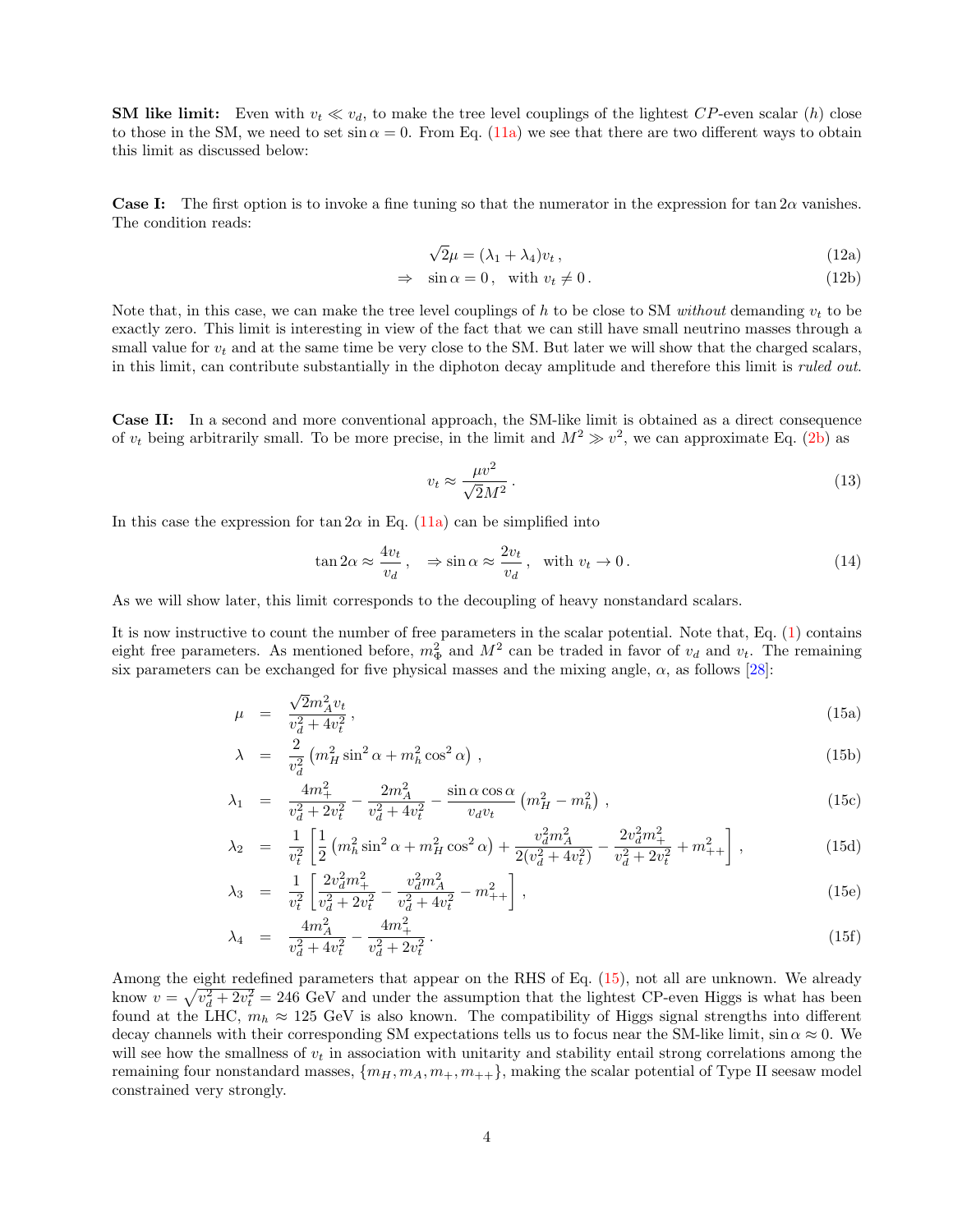**SM like limit:** Even with $v_t \ll v_d$, to make the tree level couplings of the lightest $CP$-even scalar ($h$) close to those in the SM, we need to set $\sin\alpha = 0$. From Eq. (11a) we see that there are two different ways to obtain this limit as discussed below:

**Case I:** The first option is to invoke a fine tuning so that the numerator in the expression for $\tan 2\alpha$ vanishes. The condition reads:

$$\sqrt{2}\mu = (\lambda_1 + \lambda_4) v_t \,, \tag{12a}$$

$$\Rightarrow \quad \sin\alpha = 0 \,, \quad \text{with } v_t \neq 0 \,. \tag{12b}$$

Note that, in this case, we can make the tree level couplings of $h$ to be close to SM *without* demanding $v_t$ to be exactly zero. This limit is interesting in view of the fact that we can still have small neutrino masses through a small value for $v_t$ and at the same time be very close to the SM. But later we will show that the charged scalars, in this limit, can contribute substantially in the diphoton decay amplitude and therefore this limit is *ruled out*.

**Case II:** In a second and more conventional approach, the SM-like limit is obtained as a direct consequence of $v_t$ being arbitrarily small. To be more precise, in the limit and $M^2 \gg v^2$, we can approximate Eq. (2b) as

$$v_t \approx \frac{\mu v^2}{\sqrt{2} M^2} \,. \tag{13}$$

In this case the expression for $\tan 2\alpha$ in Eq. (11a) can be simplified into

$$\tan 2\alpha \approx \frac{4 v_t}{v_d} \,, \quad \Rightarrow \sin\alpha \approx \frac{2 v_t}{v_d} \,, \quad \text{with } v_t \to 0 \,. \tag{14}$$

As we will show later, this limit corresponds to the decoupling of heavy nonstandard scalars.

It is now instructive to count the number of free parameters in the scalar potential. Note that, Eq. (1) contains eight free parameters. As mentioned before, $m_\Phi^2$ and $M^2$ can be traded in favor of $v_d$ and $v_t$. The remaining six parameters can be exchanged for five physical masses and the mixing angle, $\alpha$, as follows [28]:

$$\mu = \frac{\sqrt{2} m_A^2 v_t}{v_d^2 + 4 v_t^2} \,, \tag{15a}$$

$$\lambda = \frac{2}{v_d^2} \left( m_H^2 \sin^2\alpha + m_h^2 \cos^2\alpha \right) \,, \tag{15b}$$

$$\lambda_1 = \frac{4 m_+^2}{v_d^2 + 2 v_t^2} - \frac{2 m_A^2}{v_d^2 + 4 v_t^2} - \frac{\sin\alpha\cos\alpha}{v_d v_t} \left( m_H^2 - m_h^2 \right) \,, \tag{15c}$$

$$\lambda_2 = \frac{1}{v_t^2} \left[ \frac{1}{2} \left( m_h^2 \sin^2\alpha + m_H^2 \cos^2\alpha \right) + \frac{v_d^2 m_A^2}{2(v_d^2 + 4 v_t^2)} - \frac{2 v_d^2 m_+^2}{v_d^2 + 2 v_t^2} + m_{++}^2 \right] \,, \tag{15d}$$

$$\lambda_3 = \frac{1}{v_t^2} \left[ \frac{2 v_d^2 m_+^2}{v_d^2 + 2 v_t^2} - \frac{v_d^2 m_A^2}{v_d^2 + 4 v_t^2} - m_{++}^2 \right] \,, \tag{15e}$$

$$\lambda_4 = \frac{4 m_A^2}{v_d^2 + 4 v_t^2} - \frac{4 m_+^2}{v_d^2 + 2 v_t^2} \,. \tag{15f}$$

Among the eight redefined parameters that appear on the RHS of Eq. (15), not all are unknown. We already know $v = \sqrt{v_d^2 + 2 v_t^2} = 246$ GeV and under the assumption that the lightest CP-even Higgs is what has been found at the LHC, $m_h \approx 125$ GeV is also known. The compatibility of Higgs signal strengths into different decay channels with their corresponding SM expectations tells us to focus near the SM-like limit, $\sin\alpha \approx 0$. We will see how the smallness of $v_t$ in association with unitarity and stability entail strong correlations among the remaining four nonstandard masses, $\{m_H, m_A, m_+, m_{++}\}$, making the scalar potential of Type II seesaw model constrained very strongly.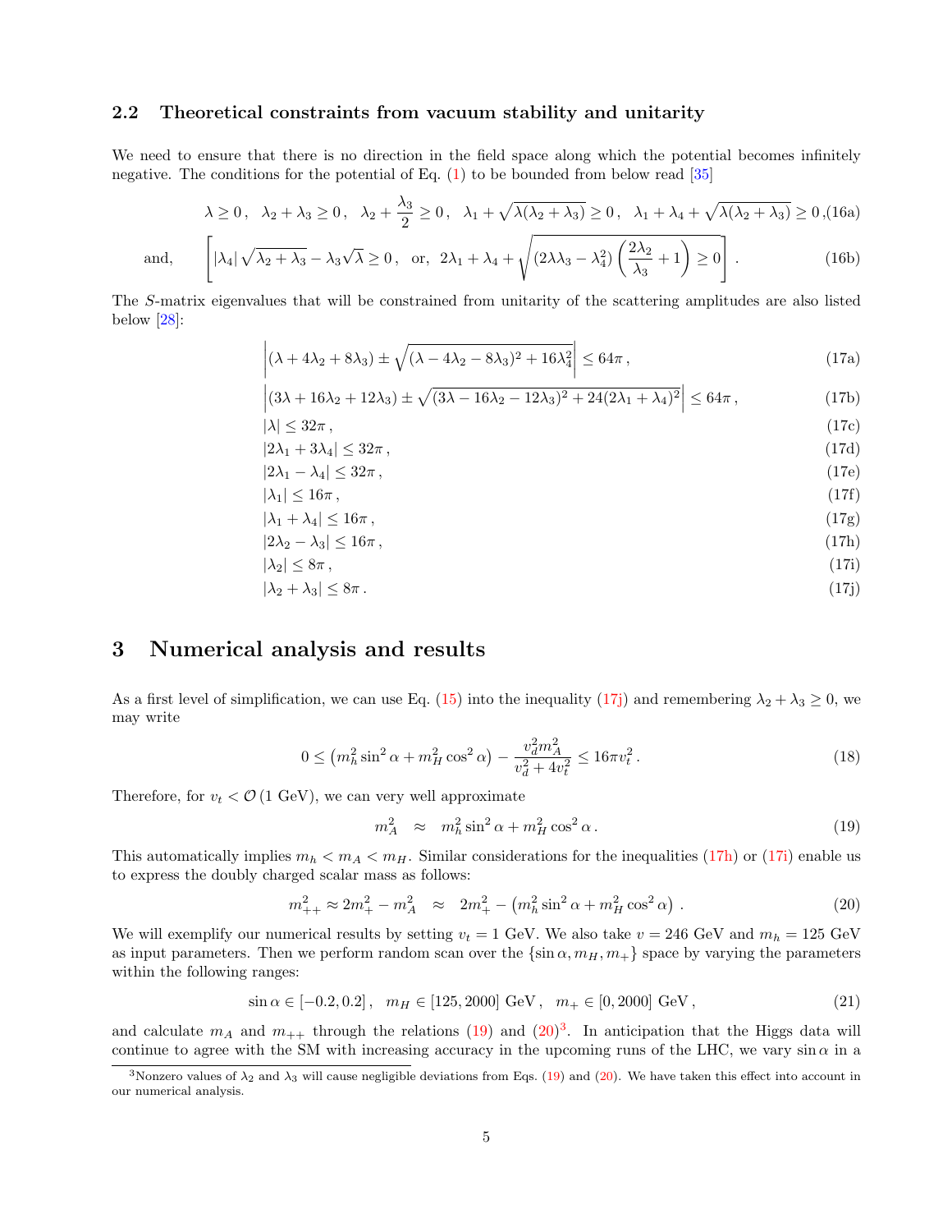## 2.2 Theoretical constraints from vacuum stability and unitarity

We need to ensure that there is no direction in the field space along which the potential becomes infinitely negative. The conditions for the potential of Eq. (1) to be bounded from below read [35]

$$\lambda \geq 0\,, \quad \lambda_2 + \lambda_3 \geq 0\,, \quad \lambda_2 + \frac{\lambda_3}{2} \geq 0\,, \quad \lambda_1 + \sqrt{\lambda(\lambda_2+\lambda_3)} \geq 0\,, \quad \lambda_1 + \lambda_4 + \sqrt{\lambda(\lambda_2+\lambda_3)} \geq 0\,, \tag{16a}$$

$$\text{and,} \quad \left[ |\lambda_4|\sqrt{\lambda_2+\lambda_3} - \lambda_3\sqrt{\lambda} \geq 0\,, \quad \text{or,} \quad 2\lambda_1 + \lambda_4 + \sqrt{(2\lambda\lambda_3 - \lambda_4^2)\left(\frac{2\lambda_2}{\lambda_3}+1\right)} \geq 0 \right]. \tag{16b}$$

The $S$-matrix eigenvalues that will be constrained from unitarity of the scattering amplitudes are also listed below [28]:

$$\left|(\lambda + 4\lambda_2 + 8\lambda_3) \pm \sqrt{(\lambda - 4\lambda_2 - 8\lambda_3)^2 + 16\lambda_4^2}\right| \leq 64\pi\,, \tag{17a}$$

$$\left|(3\lambda + 16\lambda_2 + 12\lambda_3) \pm \sqrt{(3\lambda - 16\lambda_2 - 12\lambda_3)^2 + 24(2\lambda_1 + \lambda_4)^2}\right| \leq 64\pi\,, \tag{17b}$$

$$|\lambda| \leq 32\pi\,, \tag{17c}$$

$$|2\lambda_1 + 3\lambda_4| \leq 32\pi\,, \tag{17d}$$

$$|2\lambda_1 - \lambda_4| \leq 32\pi\,, \tag{17e}$$

$$|\lambda_1| \leq 16\pi\,, \tag{17f}$$

$$|\lambda_1 + \lambda_4| \leq 16\pi\,, \tag{17g}$$

$$|2\lambda_2 - \lambda_3| \leq 16\pi\,, \tag{17h}$$

$$|\lambda_2| \leq 8\pi\,, \tag{17i}$$

$$|\lambda_2 + \lambda_3| \leq 8\pi\,. \tag{17j}$$

# 3 Numerical analysis and results

As a first level of simplification, we can use Eq. (15) into the inequality (17j) and remembering $\lambda_2 + \lambda_3 \geq 0$, we may write

$$0 \leq \left(m_h^2 \sin^2\alpha + m_H^2 \cos^2\alpha\right) - \frac{v_d^2 m_A^2}{v_d^2 + 4v_t^2} \leq 16\pi v_t^2\,. \tag{18}$$

Therefore, for $v_t < \mathcal{O}\,(1\text{ GeV})$, we can very well approximate

$$m_A^2 \;\approx\; m_h^2 \sin^2\alpha + m_H^2 \cos^2\alpha\,. \tag{19}$$

This automatically implies $m_h < m_A < m_H$. Similar considerations for the inequalities (17h) or (17i) enable us to express the doubly charged scalar mass as follows:

$$m_{++}^2 \approx 2m_+^2 - m_A^2 \;\approx\; 2m_+^2 - \left(m_h^2 \sin^2\alpha + m_H^2 \cos^2\alpha\right)\,. \tag{20}$$

We will exemplify our numerical results by setting $v_t = 1$ GeV. We also take $v = 246$ GeV and $m_h = 125$ GeV as input parameters. Then we perform random scan over the $\{\sin\alpha, m_H, m_+\}$ space by varying the parameters within the following ranges:

$$\sin\alpha \in [-0.2, 0.2]\,, \quad m_H \in [125, 2000]\text{ GeV}\,, \quad m_+ \in [0, 2000]\text{ GeV}\,, \tag{21}$$

and calculate $m_A$ and $m_{++}$ through the relations (19) and (20)[3]. In anticipation that the Higgs data will continue to agree with the SM with increasing accuracy in the upcoming runs of the LHC, we vary $\sin\alpha$ in a

[3] Nonzero values of $\lambda_2$ and $\lambda_3$ will cause negligible deviations from Eqs. (19) and (20). We have taken this effect into account in our numerical analysis.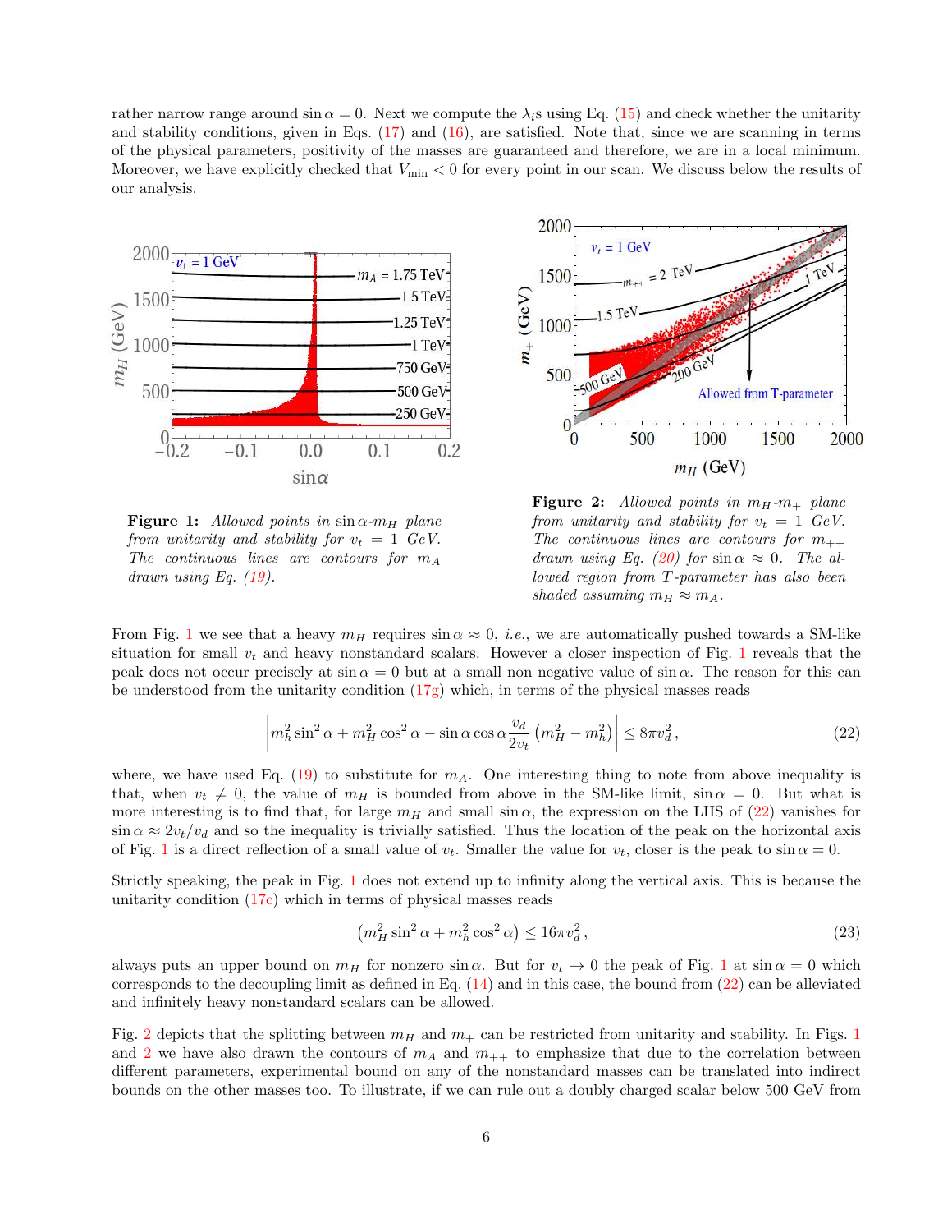rather narrow range around $\sin\alpha = 0$. Next we compute the $\lambda_i$s using Eq. (15) and check whether the unitarity and stability conditions, given in Eqs. (17) and (16), are satisfied. Note that, since we are scanning in terms of the physical parameters, positivity of the masses are guaranteed and therefore, we are in a local minimum. Moreover, we have explicitly checked that $V_{\rm min} < 0$ for every point in our scan. We discuss below the results of our analysis.

**Figure 1:** *Allowed points in $\sin\alpha$-$m_H$ plane from unitarity and stability for $v_t = 1$ GeV. The continuous lines are contours for $m_A$ drawn using Eq. (19).*

**Figure 2:** *Allowed points in $m_H$-$m_+$ plane from unitarity and stability for $v_t = 1$ GeV. The continuous lines are contours for $m_{++}$ drawn using Eq. (20) for $\sin\alpha \approx 0$. The allowed region from $T$-parameter has also been shaded assuming $m_H \approx m_A$.*

From Fig. 1 we see that a heavy $m_H$ requires $\sin\alpha \approx 0$, *i.e.*, we are automatically pushed towards a SM-like situation for small $v_t$ and heavy nonstandard scalars. However a closer inspection of Fig. 1 reveals that the peak does not occur precisely at $\sin\alpha = 0$ but at a small non negative value of $\sin\alpha$. The reason for this can be understood from the unitarity condition (17g) which, in terms of the physical masses reads

$$\left| m_h^2 \sin^2\alpha + m_H^2 \cos^2\alpha - \sin\alpha\cos\alpha \frac{v_d}{2v_t}\left(m_H^2 - m_h^2\right)\right| \leq 8\pi v_d^2\,, \tag{22}$$

where, we have used Eq. (19) to substitute for $m_A$. One interesting thing to note from above inequality is that, when $v_t \neq 0$, the value of $m_H$ is bounded from above in the SM-like limit, $\sin\alpha = 0$. But what is more interesting is to find that, for large $m_H$ and small $\sin\alpha$, the expression on the LHS of (22) vanishes for $\sin\alpha \approx 2v_t/v_d$ and so the inequality is trivially satisfied. Thus the location of the peak on the horizontal axis of Fig. 1 is a direct reflection of a small value of $v_t$. Smaller the value for $v_t$, closer is the peak to $\sin\alpha = 0$.

Strictly speaking, the peak in Fig. 1 does not extend up to infinity along the vertical axis. This is because the unitarity condition (17c) which in terms of physical masses reads

$$\left(m_H^2 \sin^2\alpha + m_h^2 \cos^2\alpha\right) \leq 16\pi v_d^2\,, \tag{23}$$

always puts an upper bound on $m_H$ for nonzero $\sin\alpha$. But for $v_t \to 0$ the peak of Fig. 1 at $\sin\alpha = 0$ which corresponds to the decoupling limit as defined in Eq. (14) and in this case, the bound from (22) can be alleviated and infinitely heavy nonstandard scalars can be allowed.

Fig. 2 depicts that the splitting between $m_H$ and $m_+$ can be restricted from unitarity and stability. In Figs. 1 and 2 we have also drawn the contours of $m_A$ and $m_{++}$ to emphasize that due to the correlation between different parameters, experimental bound on any of the nonstandard masses can be translated into indirect bounds on the other masses too. To illustrate, if we can rule out a doubly charged scalar below 500 GeV from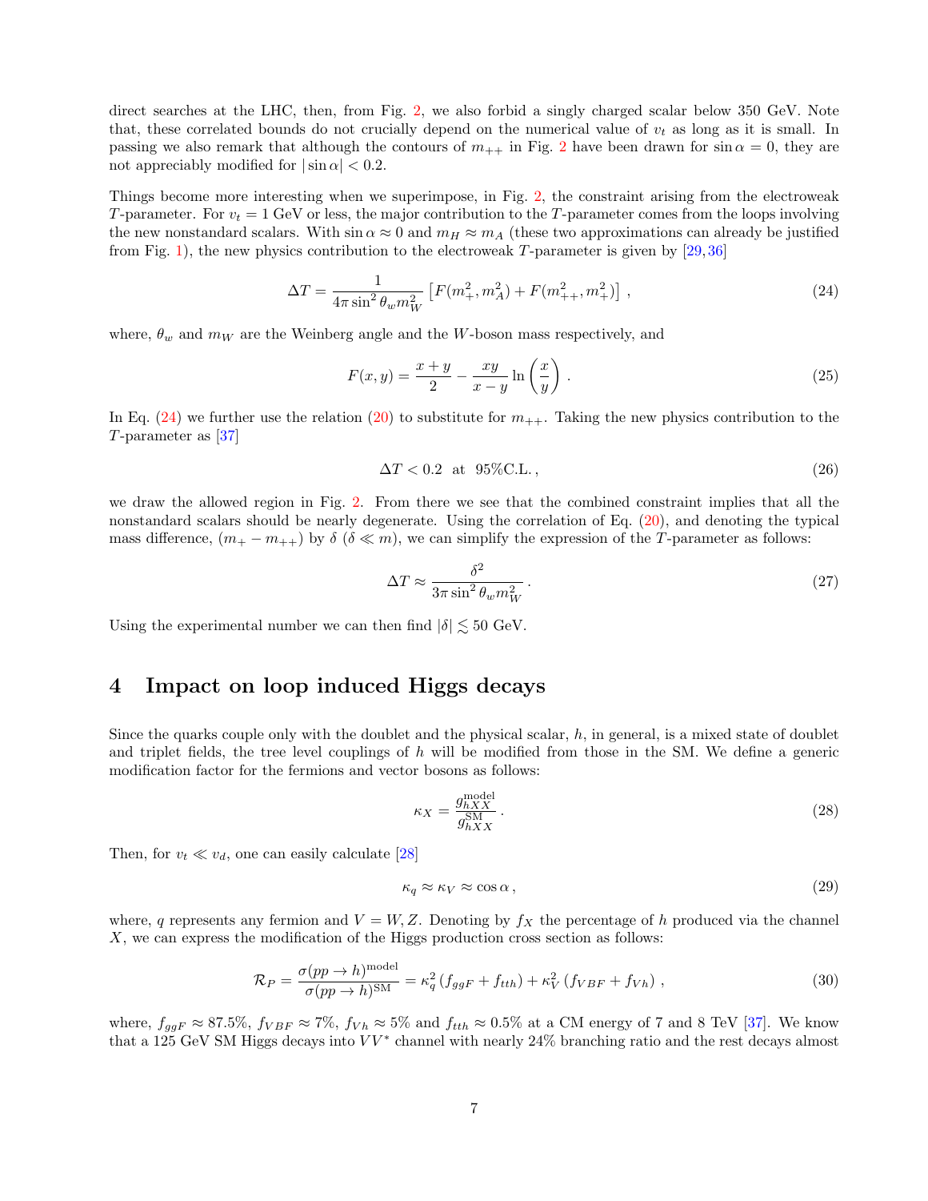direct searches at the LHC, then, from Fig. 2, we also forbid a singly charged scalar below 350 GeV. Note that, these correlated bounds do not crucially depend on the numerical value of $v_t$ as long as it is small. In passing we also remark that although the contours of $m_{++}$ in Fig. 2 have been drawn for $\sin\alpha = 0$, they are not appreciably modified for $|\sin\alpha| < 0.2$.

Things become more interesting when we superimpose, in Fig. 2, the constraint arising from the electroweak $T$-parameter. For $v_t = 1$ GeV or less, the major contribution to the $T$-parameter comes from the loops involving the new nonstandard scalars. With $\sin\alpha \approx 0$ and $m_H \approx m_A$ (these two approximations can already be justified from Fig. 1), the new physics contribution to the electroweak $T$-parameter is given by [29,36]

$$\Delta T = \frac{1}{4\pi \sin^2\theta_w m_W^2}\left[F(m_+^2, m_A^2) + F(m_{++}^2, m_+^2)\right] , \tag{24}$$

where, $\theta_w$ and $m_W$ are the Weinberg angle and the $W$-boson mass respectively, and

$$F(x,y) = \frac{x+y}{2} - \frac{xy}{x-y}\ln\left(\frac{x}{y}\right) . \tag{25}$$

In Eq. (24) we further use the relation (20) to substitute for $m_{++}$. Taking the new physics contribution to the $T$-parameter as [37]

$$\Delta T < 0.2 \ \ \text{at} \ \ 95\%\text{C.L.} , \tag{26}$$

we draw the allowed region in Fig. 2. From there we see that the combined constraint implies that all the nonstandard scalars should be nearly degenerate. Using the correlation of Eq. (20), and denoting the typical mass difference, $(m_+ - m_{++})$ by $\delta$ ($\delta \ll m$), we can simplify the expression of the $T$-parameter as follows:

$$\Delta T \approx \frac{\delta^2}{3\pi \sin^2\theta_w m_W^2} . \tag{27}$$

Using the experimental number we can then find $|\delta| \lesssim 50$ GeV.

## 4 Impact on loop induced Higgs decays

Since the quarks couple only with the doublet and the physical scalar, $h$, in general, is a mixed state of doublet and triplet fields, the tree level couplings of $h$ will be modified from those in the SM. We define a generic modification factor for the fermions and vector bosons as follows:

$$\kappa_X = \frac{g_{hXX}^{\text{model}}}{g_{hXX}^{\text{SM}}} . \tag{28}$$

Then, for $v_t \ll v_d$, one can easily calculate [28]

$$\kappa_q \approx \kappa_V \approx \cos\alpha , \tag{29}$$

where, $q$ represents any fermion and $V = W, Z$. Denoting by $f_X$ the percentage of $h$ produced via the channel $X$, we can express the modification of the Higgs production cross section as follows:

$$\mathcal{R}_P = \frac{\sigma(pp\to h)^{\text{model}}}{\sigma(pp\to h)^{\text{SM}}} = \kappa_q^2\left(f_{ggF} + f_{tth}\right) + \kappa_V^2\left(f_{VBF} + f_{Vh}\right) , \tag{30}$$

where, $f_{ggF} \approx 87.5\%$, $f_{VBF} \approx 7\%$, $f_{Vh} \approx 5\%$ and $f_{tth} \approx 0.5\%$ at a CM energy of 7 and 8 TeV [37]. We know that a 125 GeV SM Higgs decays into $VV^*$ channel with nearly 24% branching ratio and the rest decays almost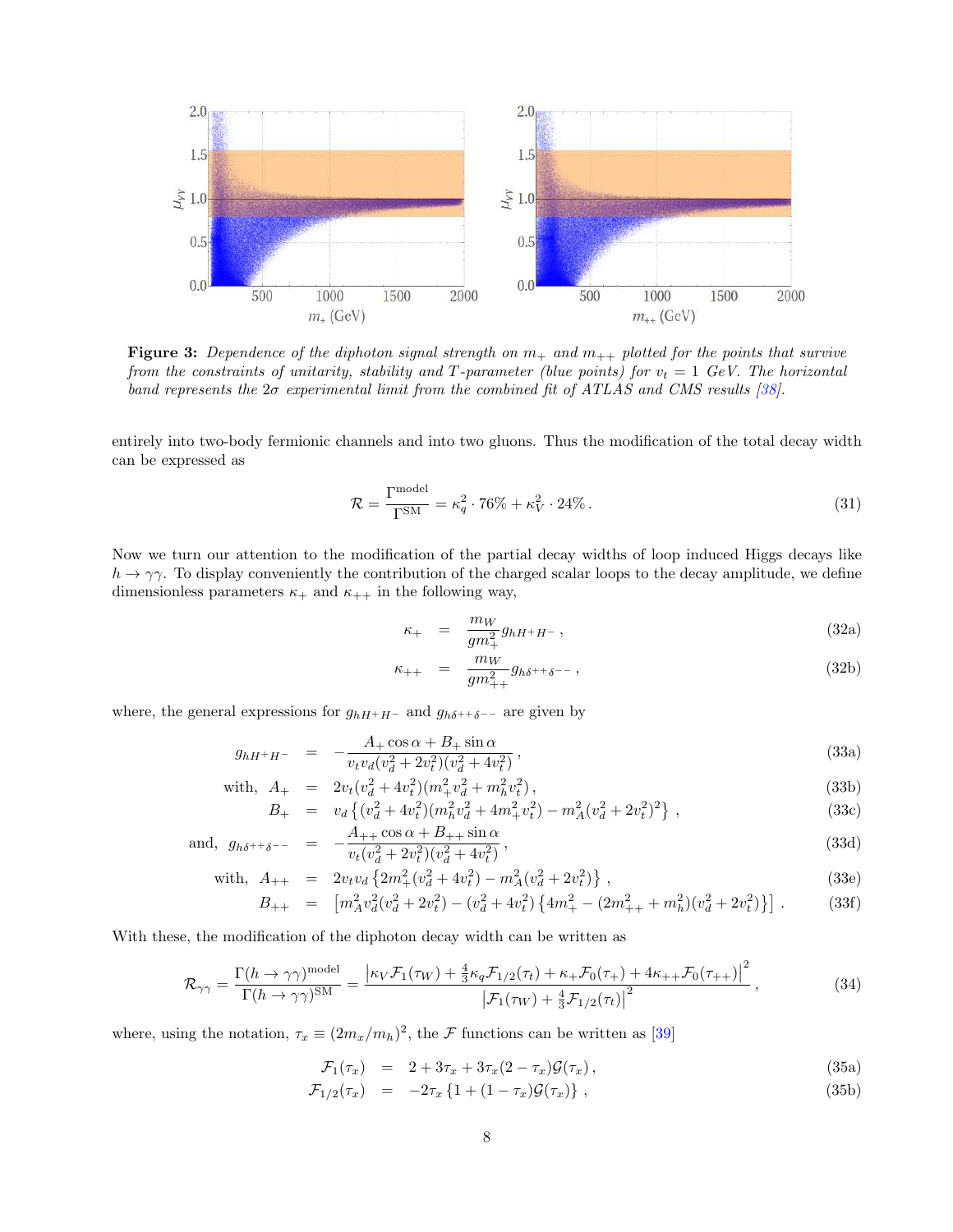**Figure 3:** *Dependence of the diphoton signal strength on $m_+$ and $m_{++}$ plotted for the points that survive from the constraints of unitarity, stability and T-parameter (blue points) for $v_t = 1$ GeV. The horizontal band represents the $2\sigma$ experimental limit from the combined fit of ATLAS and CMS results [38].*

entirely into two-body fermionic channels and into two gluons. Thus the modification of the total decay width can be expressed as

$$\mathcal{R} = \frac{\Gamma^{\rm model}}{\Gamma^{\rm SM}} = \kappa_q^2 \cdot 76\% + \kappa_V^2 \cdot 24\% \,. \tag{31}$$

Now we turn our attention to the modification of the partial decay widths of loop induced Higgs decays like $h \to \gamma\gamma$. To display conveniently the contribution of the charged scalar loops to the decay amplitude, we define dimensionless parameters $\kappa_+$ and $\kappa_{++}$ in the following way,

$$\kappa_+ = \frac{m_W}{g m_+^2} g_{hH^+H^-} \,, \tag{32a}$$

$$\kappa_{++} = \frac{m_W}{g m_{++}^2} g_{h\delta^{++}\delta^{--}} \,, \tag{32b}$$

where, the general expressions for $g_{hH^+H^-}$ and $g_{h\delta^{++}\delta^{--}}$ are given by

$$g_{hH^+H^-} = -\frac{A_+ \cos\alpha + B_+ \sin\alpha}{v_t v_d (v_d^2 + 2v_t^2)(v_d^2 + 4v_t^2)} \,, \tag{33a}$$

$$\text{with,} \quad A_+ = 2v_t (v_d^2 + 4v_t^2)(m_+^2 v_d^2 + m_h^2 v_t^2) \,, \tag{33b}$$

$$B_+ = v_d \left\{ (v_d^2 + 4v_t^2)(m_h^2 v_d^2 + 4m_+^2 v_t^2) - m_A^2 (v_d^2 + 2v_t^2)^2 \right\} \,, \tag{33c}$$

$$\text{and,} \quad g_{h\delta^{++}\delta^{--}} = -\frac{A_{++} \cos\alpha + B_{++} \sin\alpha}{v_t (v_d^2 + 2v_t^2)(v_d^2 + 4v_t^2)} \,, \tag{33d}$$

$$\text{with,} \quad A_{++} = 2v_t v_d \left\{ 2m_+^2 (v_d^2 + 4v_t^2) - m_A^2 (v_d^2 + 2v_t^2) \right\} \,, \tag{33e}$$

$$B_{++} = \left[ m_A^2 v_d^2 (v_d^2 + 2v_t^2) - (v_d^2 + 4v_t^2) \left\{ 4m_+^2 - (2m_{++}^2 + m_h^2)(v_d^2 + 2v_t^2) \right\} \right] \,. \tag{33f}$$

With these, the modification of the diphoton decay width can be written as

$$\mathcal{R}_{\gamma\gamma} = \frac{\Gamma(h \to \gamma\gamma)^{\rm model}}{\Gamma(h \to \gamma\gamma)^{\rm SM}} = \frac{\left| \kappa_V \mathcal{F}_1(\tau_W) + \frac{4}{3}\kappa_q \mathcal{F}_{1/2}(\tau_t) + \kappa_+ \mathcal{F}_0(\tau_+) + 4\kappa_{++} \mathcal{F}_0(\tau_{++}) \right|^2}{\left| \mathcal{F}_1(\tau_W) + \frac{4}{3}\mathcal{F}_{1/2}(\tau_t) \right|^2} \,, \tag{34}$$

where, using the notation, $\tau_x \equiv (2m_x/m_h)^2$, the $\mathcal{F}$ functions can be written as [39]

$$\mathcal{F}_1(\tau_x) = 2 + 3\tau_x + 3\tau_x(2 - \tau_x)\mathcal{G}(\tau_x) \,, \tag{35a}$$

$$\mathcal{F}_{1/2}(\tau_x) = -2\tau_x \left\{ 1 + (1 - \tau_x)\mathcal{G}(\tau_x) \right\} \,, \tag{35b}$$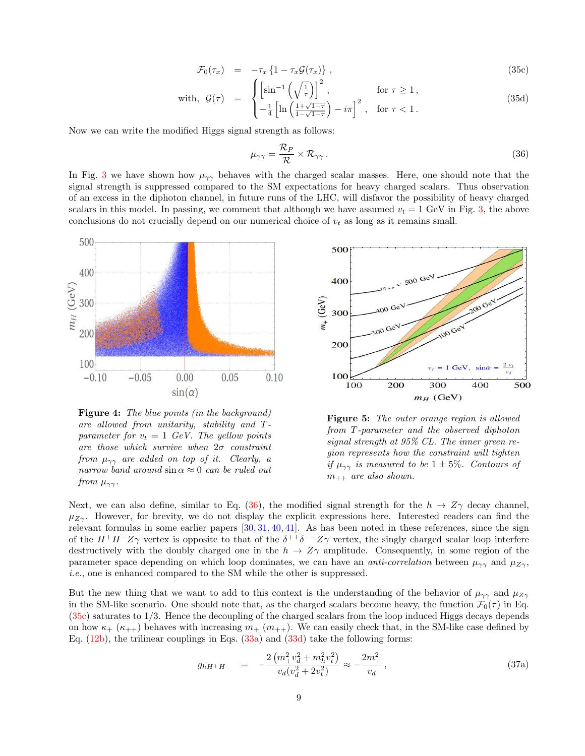$$\mathcal{F}_0(\tau_x) \;=\; -\tau_x \left\{1 - \tau_x \mathcal{G}(\tau_x)\right\} , \tag{35c}$$

$$\text{with, } \mathcal{G}(\tau) \;=\; \begin{cases} \left[\sin^{-1}\left(\sqrt{\frac{1}{\tau}}\right)\right]^2 , & \text{for } \tau \geq 1 , \\ -\frac{1}{4}\left[\ln\left(\frac{1+\sqrt{1-\tau}}{1-\sqrt{1-\tau}}\right) - i\pi\right]^2 , & \text{for } \tau < 1 . \end{cases} \tag{35d}$$

Now we can write the modified Higgs signal strength as follows:

$$\mu_{\gamma\gamma} = \frac{\mathcal{R}_P}{\mathcal{R}} \times \mathcal{R}_{\gamma\gamma} . \tag{36}$$

In Fig. 3 we have shown how $\mu_{\gamma\gamma}$ behaves with the charged scalar masses. Here, one should note that the signal strength is suppressed compared to the SM expectations for heavy charged scalars. Thus observation of an excess in the diphoton channel, in future runs of the LHC, will disfavor the possibility of heavy charged scalars in this model. In passing, we comment that although we have assumed $v_t = 1$ GeV in Fig. 3, the above conclusions do not crucially depend on our numerical choice of $v_t$ as long as it remains small.

**Figure 4:** *The blue points (in the background) are allowed from unitarity, stability and T-parameter for $v_t = 1$ GeV. The yellow points are those which survive when $2\sigma$ constraint from $\mu_{\gamma\gamma}$ are added on top of it. Clearly, a narrow band around $\sin\alpha \approx 0$ can be ruled out from $\mu_{\gamma\gamma}$.*

**Figure 5:** *The outer orange region is allowed from T-parameter and the observed diphoton signal strength at 95% CL. The inner green region represents how the constraint will tighten if $\mu_{\gamma\gamma}$ is measured to be $1 \pm 5\%$. Contours of $m_{++}$ are also shown.*

Next, we can also define, similar to Eq. (36), the modified signal strength for the $h \to Z\gamma$ decay channel, $\mu_{Z\gamma}$. However, for brevity, we do not display the explicit expressions here. Interested readers can find the relevant formulas in some earlier papers [30, 31, 40, 41]. As has been noted in these references, since the sign of the $H^+H^-Z\gamma$ vertex is opposite to that of the $\delta^{++}\delta^{--}Z\gamma$ vertex, the singly charged scalar loop interfere destructively with the doubly charged one in the $h \to Z\gamma$ amplitude. Consequently, in some region of the parameter space depending on which loop dominates, we can have an *anti-correlation* between $\mu_{\gamma\gamma}$ and $\mu_{Z\gamma}$, *i.e.*, one is enhanced compared to the SM while the other is suppressed.

But the new thing that we want to add to this context is the understanding of the behavior of $\mu_{\gamma\gamma}$ and $\mu_{Z\gamma}$ in the SM-like scenario. One should note that, as the charged scalars become heavy, the function $\mathcal{F}_0(\tau)$ in Eq. (35c) saturates to 1/3. Hence the decoupling of the charged scalars from the loop induced Higgs decays depends on how $\kappa_+$ ($\kappa_{++}$) behaves with increasing $m_+$ ($m_{++}$). We can easily check that, in the SM-like case defined by Eq. (12b), the trilinear couplings in Eqs. (33a) and (33d) take the following forms:

$$g_{hH^+H^-} \;=\; -\frac{2\left(m_+^2 v_d^2 + m_h^2 v_t^2\right)}{v_d(v_d^2 + 2v_t^2)} \approx -\frac{2m_+^2}{v_d} , \tag{37a}$$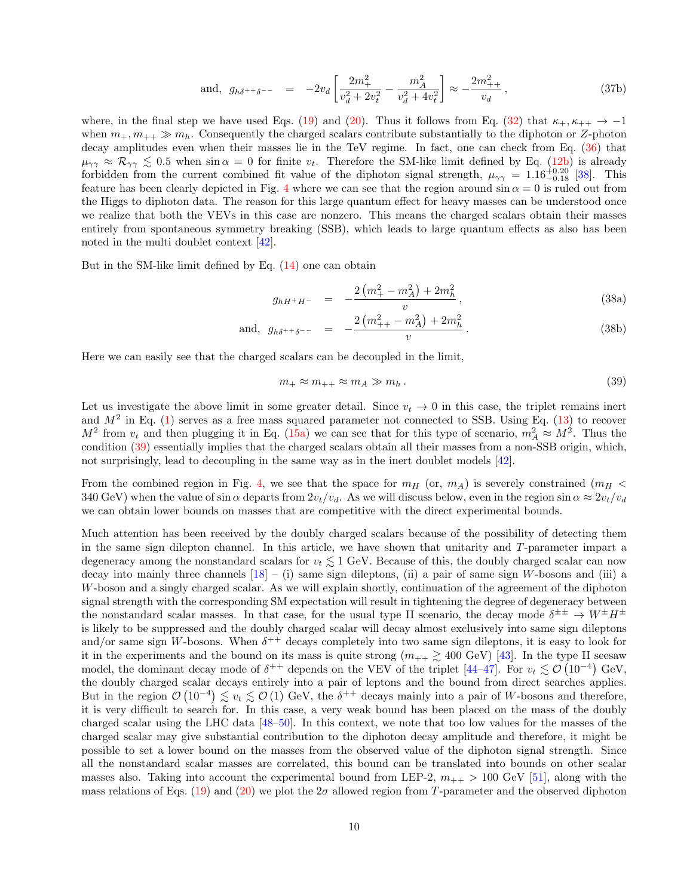$$\text{and,}\;\; g_{h\delta^{++}\delta^{--}} \;=\; -2v_d\left[\frac{2m_+^2}{v_d^2+2v_t^2}-\frac{m_A^2}{v_d^2+4v_t^2}\right]\approx -\frac{2m_{++}^2}{v_d}\,, \tag{37b}$$

where, in the final step we have used Eqs. (19) and (20). Thus it follows from Eq. (32) that $\kappa_+, \kappa_{++} \to -1$ when $m_+, m_{++} \gg m_h$. Consequently the charged scalars contribute substantially to the diphoton or $Z$-photon decay amplitudes even when their masses lie in the TeV regime. In fact, one can check from Eq. (36) that $\mu_{\gamma\gamma} \approx \mathcal{R}_{\gamma\gamma} \lesssim 0.5$ when $\sin\alpha = 0$ for finite $v_t$. Therefore the SM-like limit defined by Eq. (12b) is already forbidden from the current combined fit value of the diphoton signal strength, $\mu_{\gamma\gamma} = 1.16^{+0.20}_{-0.18}$ [38]. This feature has been clearly depicted in Fig. 4 where we can see that the region around $\sin\alpha = 0$ is ruled out from the Higgs to diphoton data. The reason for this large quantum effect for heavy masses can be understood once we realize that both the VEVs in this case are nonzero. This means the charged scalars obtain their masses entirely from spontaneous symmetry breaking (SSB), which leads to large quantum effects as also has been noted in the multi doublet context [42].

But in the SM-like limit defined by Eq. (14) one can obtain

$$g_{hH^+H^-} \;=\; -\frac{2\left(m_+^2-m_A^2\right)+2m_h^2}{v}\,, \tag{38a}$$

$$\text{and,}\;\; g_{h\delta^{++}\delta^{--}} \;=\; -\frac{2\left(m_{++}^2-m_A^2\right)+2m_h^2}{v}\,. \tag{38b}$$

Here we can easily see that the charged scalars can be decoupled in the limit,

$$m_+ \approx m_{++} \approx m_A \gg m_h\,. \tag{39}$$

Let us investigate the above limit in some greater detail. Since $v_t \to 0$ in this case, the triplet remains inert and $M^2$ in Eq. (1) serves as a free mass squared parameter not connected to SSB. Using Eq. (13) to recover $M^2$ from $v_t$ and then plugging it in Eq. (15a) we can see that for this type of scenario, $m_A^2 \approx M^2$. Thus the condition (39) essentially implies that the charged scalars obtain all their masses from a non-SSB origin, which, not surprisingly, lead to decoupling in the same way as in the inert doublet models [42].

From the combined region in Fig. 4, we see that the space for $m_H$ (or, $m_A$) is severely constrained ($m_H < 340$ GeV) when the value of $\sin\alpha$ departs from $2v_t/v_d$. As we will discuss below, even in the region $\sin\alpha \approx 2v_t/v_d$ we can obtain lower bounds on masses that are competitive with the direct experimental bounds.

Much attention has been received by the doubly charged scalars because of the possibility of detecting them in the same sign dilepton channel. In this article, we have shown that unitarity and $T$-parameter impart a degeneracy among the nonstandard scalars for $v_t \lesssim 1$ GeV. Because of this, the doubly charged scalar can now decay into mainly three channels [18] – (i) same sign dileptons, (ii) a pair of same sign $W$-bosons and (iii) a $W$-boson and a singly charged scalar. As we will explain shortly, continuation of the agreement of the diphoton signal strength with the corresponding SM expectation will result in tightening the degree of degeneracy between the nonstandard scalar masses. In that case, for the usual type II scenario, the decay mode $\delta^{\pm\pm} \to W^\pm H^\pm$ is likely to be suppressed and the doubly charged scalar will decay almost exclusively into same sign dileptons and/or same sign $W$-bosons. When $\delta^{++}$ decays completely into two same sign dileptons, it is easy to look for it in the experiments and the bound on its mass is quite strong ($m_{++} \gtrsim 400$ GeV) [43]. In the type II seesaw model, the dominant decay mode of $\delta^{++}$ depends on the VEV of the triplet [44–47]. For $v_t \lesssim \mathcal{O}\left(10^{-4}\right)$ GeV, the doubly charged scalar decays entirely into a pair of leptons and the bound from direct searches applies. But in the region $\mathcal{O}\left(10^{-4}\right) \lesssim v_t \lesssim \mathcal{O}\left(1\right)$ GeV, the $\delta^{++}$ decays mainly into a pair of $W$-bosons and therefore, it is very difficult to search for. In this case, a very weak bound has been placed on the mass of the doubly charged scalar using the LHC data [48–50]. In this context, we note that too low values for the masses of the charged scalar may give substantial contribution to the diphoton decay amplitude and therefore, it might be possible to set a lower bound on the masses from the observed value of the diphoton signal strength. Since all the nonstandard scalar masses are correlated, this bound can be translated into bounds on other scalar masses also. Taking into account the experimental bound from LEP-2, $m_{++} > 100$ GeV [51], along with the mass relations of Eqs. (19) and (20) we plot the $2\sigma$ allowed region from $T$-parameter and the observed diphoton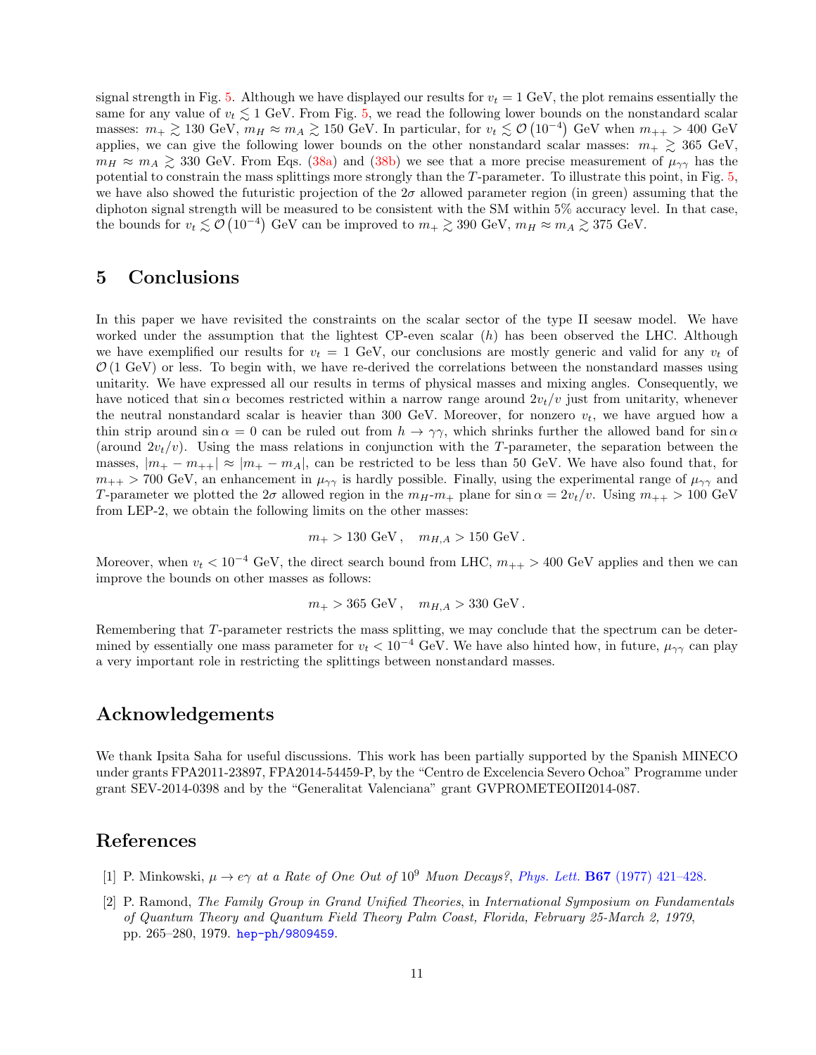signal strength in Fig. 5. Although we have displayed our results for $v_t = 1$ GeV, the plot remains essentially the same for any value of $v_t \lesssim 1$ GeV. From Fig. 5, we read the following lower bounds on the nonstandard scalar masses: $m_+ \gtrsim 130$ GeV, $m_H \approx m_A \gtrsim 150$ GeV. In particular, for $v_t \lesssim \mathcal{O}\left(10^{-4}\right)$ GeV when $m_{++} > 400$ GeV applies, we can give the following lower bounds on the other nonstandard scalar masses: $m_+ \gtrsim 365$ GeV, $m_H \approx m_A \gtrsim 330$ GeV. From Eqs. (38a) and (38b) we see that a more precise measurement of $\mu_{\gamma\gamma}$ has the potential to constrain the mass splittings more strongly than the $T$-parameter. To illustrate this point, in Fig. 5, we have also showed the futuristic projection of the $2\sigma$ allowed parameter region (in green) assuming that the diphoton signal strength will be measured to be consistent with the SM within 5% accuracy level. In that case, the bounds for $v_t \lesssim \mathcal{O}\left(10^{-4}\right)$ GeV can be improved to $m_+ \gtrsim 390$ GeV, $m_H \approx m_A \gtrsim 375$ GeV.

# 5 Conclusions

In this paper we have revisited the constraints on the scalar sector of the type II seesaw model. We have worked under the assumption that the lightest CP-even scalar ($h$) has been observed the LHC. Although we have exemplified our results for $v_t = 1$ GeV, our conclusions are mostly generic and valid for any $v_t$ of $\mathcal{O}\left(1 \text{ GeV}\right)$ or less. To begin with, we have re-derived the correlations between the nonstandard masses using unitarity. We have expressed all our results in terms of physical masses and mixing angles. Consequently, we have noticed that $\sin\alpha$ becomes restricted within a narrow range around $2v_t/v$ just from unitarity, whenever the neutral nonstandard scalar is heavier than 300 GeV. Moreover, for nonzero $v_t$, we have argued how a thin strip around $\sin\alpha = 0$ can be ruled out from $h \to \gamma\gamma$, which shrinks further the allowed band for $\sin\alpha$ (around $2v_t/v$). Using the mass relations in conjunction with the $T$-parameter, the separation between the masses, $|m_+ - m_{++}| \approx |m_+ - m_A|$, can be restricted to be less than 50 GeV. We have also found that, for $m_{++} > 700$ GeV, an enhancement in $\mu_{\gamma\gamma}$ is hardly possible. Finally, using the experimental range of $\mu_{\gamma\gamma}$ and $T$-parameter we plotted the $2\sigma$ allowed region in the $m_H$-$m_+$ plane for $\sin\alpha = 2v_t/v$. Using $m_{++} > 100$ GeV from LEP-2, we obtain the following limits on the other masses:

$$m_+ > 130 \text{ GeV}\,, \quad m_{H,A} > 150 \text{ GeV}\,.$$

Moreover, when $v_t < 10^{-4}$ GeV, the direct search bound from LHC, $m_{++} > 400$ GeV applies and then we can improve the bounds on other masses as follows:

$$m_+ > 365 \text{ GeV}\,, \quad m_{H,A} > 330 \text{ GeV}\,.$$

Remembering that $T$-parameter restricts the mass splitting, we may conclude that the spectrum can be determined by essentially one mass parameter for $v_t < 10^{-4}$ GeV. We have also hinted how, in future, $\mu_{\gamma\gamma}$ can play a very important role in restricting the splittings between nonstandard masses.

# Acknowledgements

We thank Ipsita Saha for useful discussions. This work has been partially supported by the Spanish MINECO under grants FPA2011-23897, FPA2014-54459-P, by the "Centro de Excelencia Severo Ochoa" Programme under grant SEV-2014-0398 and by the "Generalitat Valenciana" grant GVPROMETEOII2014-087.

# References

[1] P. Minkowski, *$\mu \to e\gamma$ at a Rate of One Out of $10^9$ Muon Decays?*, *Phys. Lett.* **B67** (1977) 421–428.

[2] P. Ramond, *The Family Group in Grand Unified Theories*, in *International Symposium on Fundamentals of Quantum Theory and Quantum Field Theory Palm Coast, Florida, February 25-March 2, 1979*, pp. 265–280, 1979. hep-ph/9809459.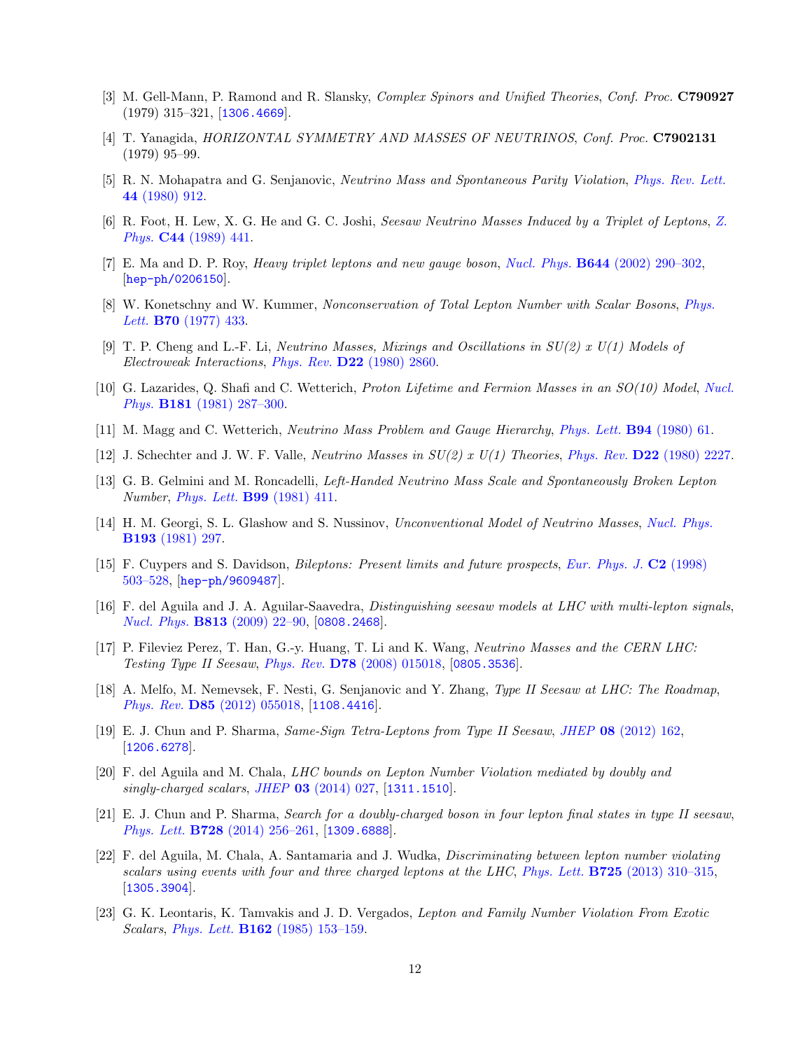[3] M. Gell-Mann, P. Ramond and R. Slansky, *Complex Spinors and Unified Theories*, *Conf. Proc.* **C790927** (1979) 315–321, [1306.4669].

[4] T. Yanagida, *HORIZONTAL SYMMETRY AND MASSES OF NEUTRINOS*, *Conf. Proc.* **C7902131** (1979) 95–99.

[5] R. N. Mohapatra and G. Senjanovic, *Neutrino Mass and Spontaneous Parity Violation*, *Phys. Rev. Lett.* **44** (1980) 912.

[6] R. Foot, H. Lew, X. G. He and G. C. Joshi, *Seesaw Neutrino Masses Induced by a Triplet of Leptons*, *Z. Phys.* **C44** (1989) 441.

[7] E. Ma and D. P. Roy, *Heavy triplet leptons and new gauge boson*, *Nucl. Phys.* **B644** (2002) 290–302, [hep-ph/0206150].

[8] W. Konetschny and W. Kummer, *Nonconservation of Total Lepton Number with Scalar Bosons*, *Phys. Lett.* **B70** (1977) 433.

[9] T. P. Cheng and L.-F. Li, *Neutrino Masses, Mixings and Oscillations in SU(2) x U(1) Models of Electroweak Interactions*, *Phys. Rev.* **D22** (1980) 2860.

[10] G. Lazarides, Q. Shafi and C. Wetterich, *Proton Lifetime and Fermion Masses in an SO(10) Model*, *Nucl. Phys.* **B181** (1981) 287–300.

[11] M. Magg and C. Wetterich, *Neutrino Mass Problem and Gauge Hierarchy*, *Phys. Lett.* **B94** (1980) 61.

[12] J. Schechter and J. W. F. Valle, *Neutrino Masses in SU(2) x U(1) Theories*, *Phys. Rev.* **D22** (1980) 2227.

[13] G. B. Gelmini and M. Roncadelli, *Left-Handed Neutrino Mass Scale and Spontaneously Broken Lepton Number*, *Phys. Lett.* **B99** (1981) 411.

[14] H. M. Georgi, S. L. Glashow and S. Nussinov, *Unconventional Model of Neutrino Masses*, *Nucl. Phys.* **B193** (1981) 297.

[15] F. Cuypers and S. Davidson, *Bileptons: Present limits and future prospects*, *Eur. Phys. J.* **C2** (1998) 503–528, [hep-ph/9609487].

[16] F. del Aguila and J. A. Aguilar-Saavedra, *Distinguishing seesaw models at LHC with multi-lepton signals*, *Nucl. Phys.* **B813** (2009) 22–90, [0808.2468].

[17] P. Fileviez Perez, T. Han, G.-y. Huang, T. Li and K. Wang, *Neutrino Masses and the CERN LHC: Testing Type II Seesaw*, *Phys. Rev.* **D78** (2008) 015018, [0805.3536].

[18] A. Melfo, M. Nemevsek, F. Nesti, G. Senjanovic and Y. Zhang, *Type II Seesaw at LHC: The Roadmap*, *Phys. Rev.* **D85** (2012) 055018, [1108.4416].

[19] E. J. Chun and P. Sharma, *Same-Sign Tetra-Leptons from Type II Seesaw*, *JHEP* **08** (2012) 162, [1206.6278].

[20] F. del Aguila and M. Chala, *LHC bounds on Lepton Number Violation mediated by doubly and singly-charged scalars*, *JHEP* **03** (2014) 027, [1311.1510].

[21] E. J. Chun and P. Sharma, *Search for a doubly-charged boson in four lepton final states in type II seesaw*, *Phys. Lett.* **B728** (2014) 256–261, [1309.6888].

[22] F. del Aguila, M. Chala, A. Santamaria and J. Wudka, *Discriminating between lepton number violating scalars using events with four and three charged leptons at the LHC*, *Phys. Lett.* **B725** (2013) 310–315, [1305.3904].

[23] G. K. Leontaris, K. Tamvakis and J. D. Vergados, *Lepton and Family Number Violation From Exotic Scalars*, *Phys. Lett.* **B162** (1985) 153–159.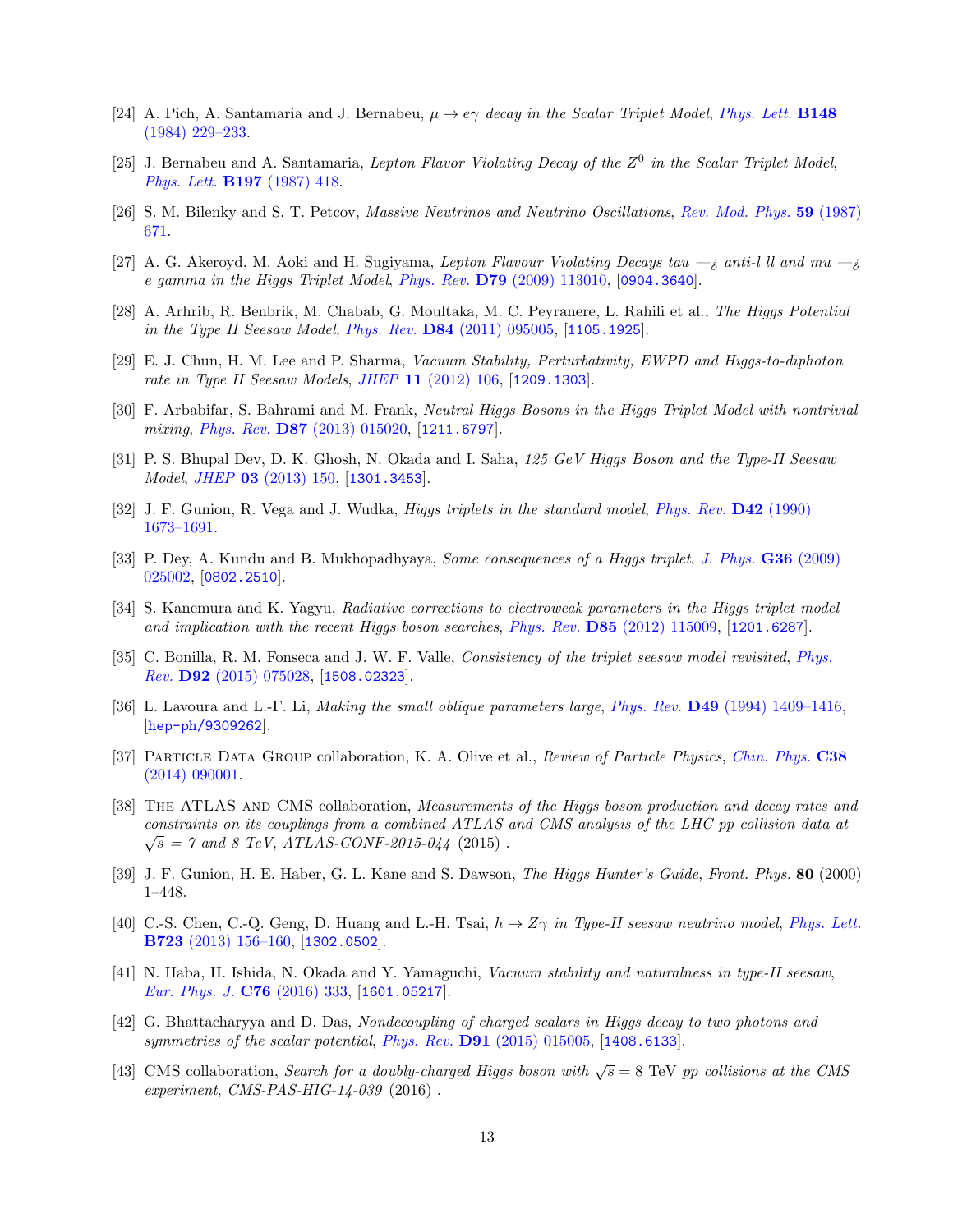[24] A. Pich, A. Santamaria and J. Bernabeu, *$\mu \to e\gamma$ decay in the Scalar Triplet Model*, *Phys. Lett.* **B148** (1984) 229–233.

[25] J. Bernabeu and A. Santamaria, *Lepton Flavor Violating Decay of the $Z^0$ in the Scalar Triplet Model*, *Phys. Lett.* **B197** (1987) 418.

[26] S. M. Bilenky and S. T. Petcov, *Massive Neutrinos and Neutrino Oscillations*, *Rev. Mod. Phys.* **59** (1987) 671.

[27] A. G. Akeroyd, M. Aoki and H. Sugiyama, *Lepton Flavour Violating Decays tau —¿ anti-l ll and mu —¿ e gamma in the Higgs Triplet Model*, *Phys. Rev.* **D79** (2009) 113010, [0904.3640].

[28] A. Arhrib, R. Benbrik, M. Chabab, G. Moultaka, M. C. Peyranere, L. Rahili et al., *The Higgs Potential in the Type II Seesaw Model*, *Phys. Rev.* **D84** (2011) 095005, [1105.1925].

[29] E. J. Chun, H. M. Lee and P. Sharma, *Vacuum Stability, Perturbativity, EWPD and Higgs-to-diphoton rate in Type II Seesaw Models*, *JHEP* **11** (2012) 106, [1209.1303].

[30] F. Arbabifar, S. Bahrami and M. Frank, *Neutral Higgs Bosons in the Higgs Triplet Model with nontrivial mixing*, *Phys. Rev.* **D87** (2013) 015020, [1211.6797].

[31] P. S. Bhupal Dev, D. K. Ghosh, N. Okada and I. Saha, *125 GeV Higgs Boson and the Type-II Seesaw Model*, *JHEP* **03** (2013) 150, [1301.3453].

[32] J. F. Gunion, R. Vega and J. Wudka, *Higgs triplets in the standard model*, *Phys. Rev.* **D42** (1990) 1673–1691.

[33] P. Dey, A. Kundu and B. Mukhopadhyaya, *Some consequences of a Higgs triplet*, *J. Phys.* **G36** (2009) 025002, [0802.2510].

[34] S. Kanemura and K. Yagyu, *Radiative corrections to electroweak parameters in the Higgs triplet model and implication with the recent Higgs boson searches*, *Phys. Rev.* **D85** (2012) 115009, [1201.6287].

[35] C. Bonilla, R. M. Fonseca and J. W. F. Valle, *Consistency of the triplet seesaw model revisited*, *Phys. Rev.* **D92** (2015) 075028, [1508.02323].

[36] L. Lavoura and L.-F. Li, *Making the small oblique parameters large*, *Phys. Rev.* **D49** (1994) 1409–1416, [hep-ph/9309262].

[37] Particle Data Group collaboration, K. A. Olive et al., *Review of Particle Physics*, *Chin. Phys.* **C38** (2014) 090001.

[38] The ATLAS and CMS collaboration, *Measurements of the Higgs boson production and decay rates and constraints on its couplings from a combined ATLAS and CMS analysis of the LHC pp collision data at $\sqrt{s}$ = 7 and 8 TeV, ATLAS-CONF-2015-044* (2015) .

[39] J. F. Gunion, H. E. Haber, G. L. Kane and S. Dawson, *The Higgs Hunter's Guide*, *Front. Phys.* **80** (2000) 1–448.

[40] C.-S. Chen, C.-Q. Geng, D. Huang and L.-H. Tsai, *$h \to Z\gamma$ in Type-II seesaw neutrino model*, *Phys. Lett.* **B723** (2013) 156–160, [1302.0502].

[41] N. Haba, H. Ishida, N. Okada and Y. Yamaguchi, *Vacuum stability and naturalness in type-II seesaw*, *Eur. Phys. J.* **C76** (2016) 333, [1601.05217].

[42] G. Bhattacharyya and D. Das, *Nondecoupling of charged scalars in Higgs decay to two photons and symmetries of the scalar potential*, *Phys. Rev.* **D91** (2015) 015005, [1408.6133].

[43] CMS collaboration, *Search for a doubly-charged Higgs boson with $\sqrt{s} = 8$ TeV pp collisions at the CMS experiment*, *CMS-PAS-HIG-14-039* (2016) .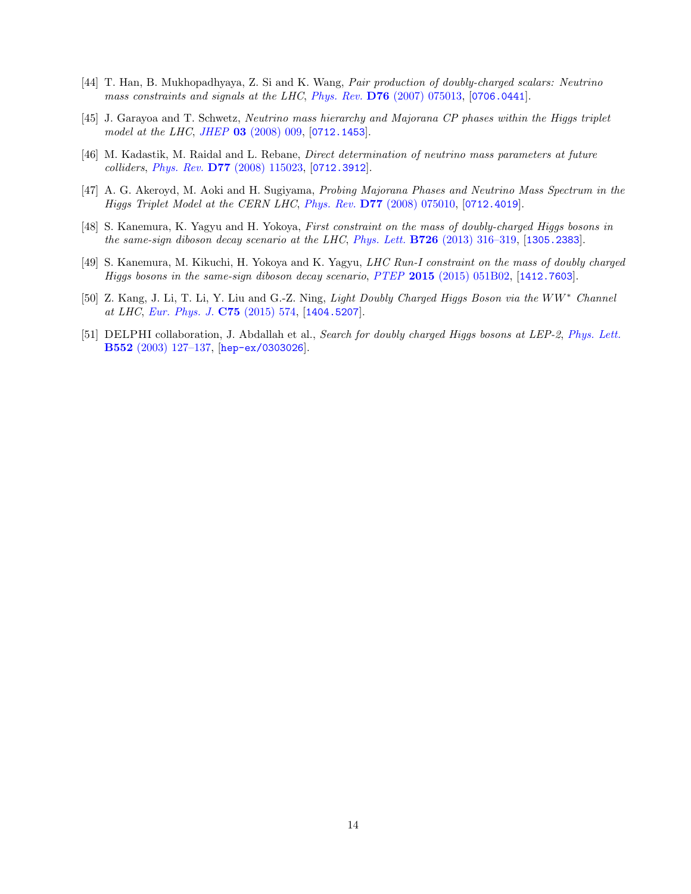[44] T. Han, B. Mukhopadhyaya, Z. Si and K. Wang, *Pair production of doubly-charged scalars: Neutrino mass constraints and signals at the LHC*, *Phys. Rev.* **D76** (2007) 075013, [0706.0441].

[45] J. Garayoa and T. Schwetz, *Neutrino mass hierarchy and Majorana CP phases within the Higgs triplet model at the LHC*, *JHEP* **03** (2008) 009, [0712.1453].

[46] M. Kadastik, M. Raidal and L. Rebane, *Direct determination of neutrino mass parameters at future colliders*, *Phys. Rev.* **D77** (2008) 115023, [0712.3912].

[47] A. G. Akeroyd, M. Aoki and H. Sugiyama, *Probing Majorana Phases and Neutrino Mass Spectrum in the Higgs Triplet Model at the CERN LHC*, *Phys. Rev.* **D77** (2008) 075010, [0712.4019].

[48] S. Kanemura, K. Yagyu and H. Yokoya, *First constraint on the mass of doubly-charged Higgs bosons in the same-sign diboson decay scenario at the LHC*, *Phys. Lett.* **B726** (2013) 316–319, [1305.2383].

[49] S. Kanemura, M. Kikuchi, H. Yokoya and K. Yagyu, *LHC Run-I constraint on the mass of doubly charged Higgs bosons in the same-sign diboson decay scenario*, *PTEP* **2015** (2015) 051B02, [1412.7603].

[50] Z. Kang, J. Li, T. Li, Y. Liu and G.-Z. Ning, *Light Doubly Charged Higgs Boson via the $WW^*$ Channel at LHC*, *Eur. Phys. J.* **C75** (2015) 574, [1404.5207].

[51] DELPHI collaboration, J. Abdallah et al., *Search for doubly charged Higgs bosons at LEP-2*, *Phys. Lett.* **B552** (2003) 127–137, [hep-ex/0303026].